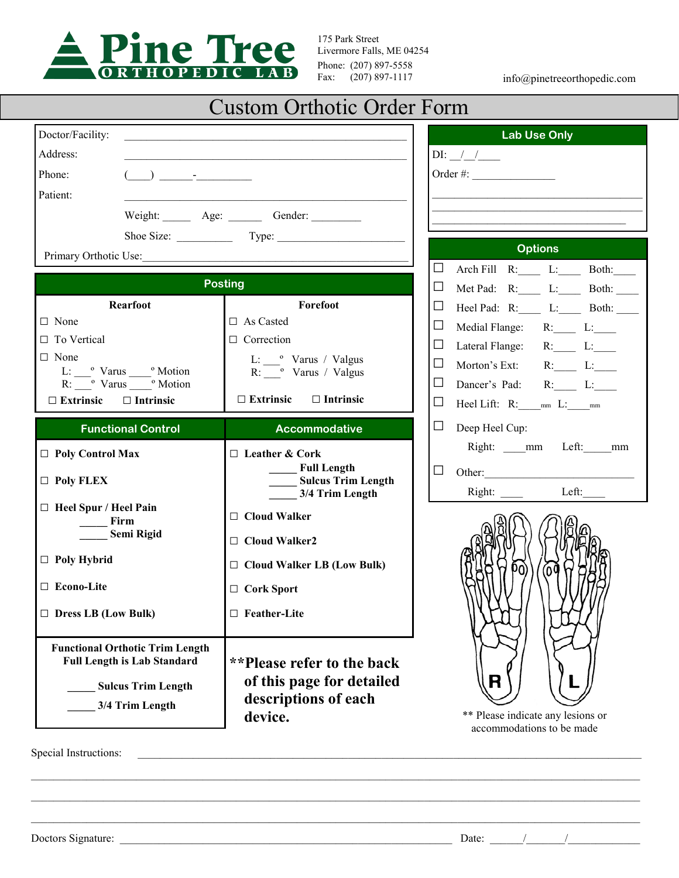**Pine Tree ORTHOPEDIC LAB**

175 Park Street
Livermore Falls, ME 04254
Phone: (207) 897-5558
Fax: (207) 897-1117

info@pinetreeorthopedic.com

# Custom Orthotic Order Form

Doctor/Facility: ______________________________

Address: ______________________________

Phone: (____) ______-__________

Patient: ______________________________

Weight: _____ Age: ______ Gender: _________

Shoe Size: __________ Type: ________________________

Primary Orthotic Use: ______________________________

## Lab Use Only

DI: __/__/____

Order #: _______________

______________________________

______________________________

______________________________

## Posting

| Rearfoot | Forefoot |
|---|---|
| ☐ None | ☐ As Casted |
| ☐ To Vertical | ☐ Correction |
| ☐ None | L: ___ º Varus / Valgus |
| L: ___ º Varus ____ º Motion | R: ___ º Varus / Valgus |
| R: ___ º Varus ____ º Motion | |
| ☐ **Extrinsic** ☐ **Intrinsic** | ☐ **Extrinsic** ☐ **Intrinsic** |

## Options

- ☐ Arch Fill R:____ L:____ Both:____
- ☐ Met Pad: R:____ L:____ Both: ____
- ☐ Heel Pad: R:____ L:____ Both: ____
- ☐ Medial Flange: R:____ L:____
- ☐ Lateral Flange: R:____ L:____
- ☐ Morton's Ext: R:____ L:____
- ☐ Dancer's Pad: R:____ L:____
- ☐ Heel Lift: R:____mm L:____mm
- ☐ Deep Heel Cup:
  Right: ____mm Left:_____mm
- ☐ Other:____________________________
  Right: ____ Left:____

| Functional Control | Accommodative |
|---|---|
| ☐ **Poly Control Max** | ☐ **Leather & Cork** |
| | _____ **Full Length** |
| ☐ **Poly FLEX** | _____ **Sulcus Trim Length** |
| | _____ **3/4 Trim Length** |
| ☐ **Heel Spur / Heel Pain** | ☐ **Cloud Walker** |
| _____ **Firm** | |
| _____ **Semi Rigid** | ☐ **Cloud Walker2** |
| ☐ **Poly Hybrid** | ☐ **Cloud Walker LB (Low Bulk)** |
| ☐ **Econo-Lite** | ☐ **Cork Sport** |
| ☐ **Dress LB (Low Bulk)** | ☐ **Feather-Lite** |

**Functional Orthotic Trim Length**
**Full Length is Lab Standard**

_____ **Sulcus Trim Length**

_____ **3/4 Trim Length**

**\*\*Please refer to the back of this page for detailed descriptions of each device.**

R L

\*\* Please indicate any lesions or accommodations to be made

Special Instructions: ______________________________

______________________________

______________________________

______________________________

Doctors Signature: ______________________________ Date: ______/_______/_____________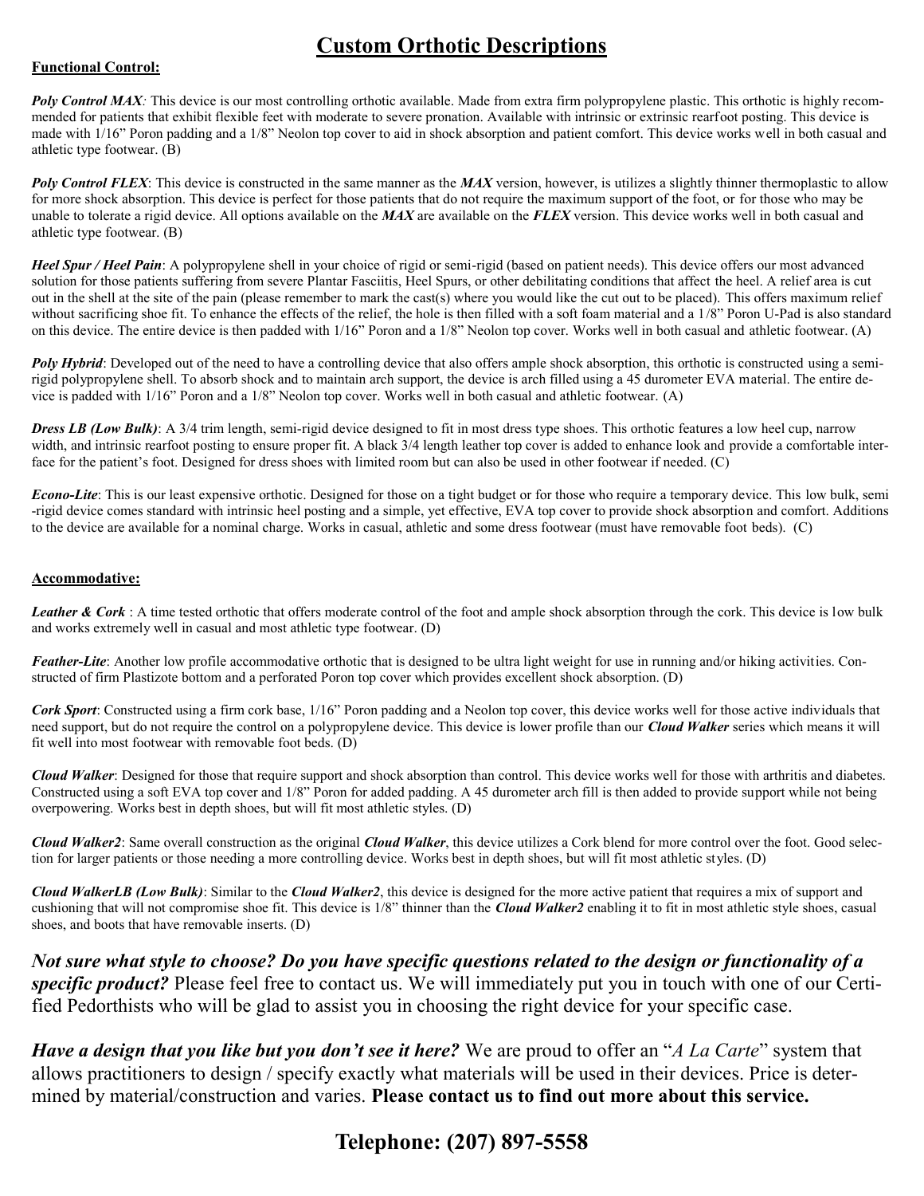# Custom Orthotic Descriptions

**Functional Control:**

***Poly Control MAX**:* This device is our most controlling orthotic available. Made from extra firm polypropylene plastic. This orthotic is highly recommended for patients that exhibit flexible feet with moderate to severe pronation. Available with intrinsic or extrinsic rearfoot posting. This device is made with 1/16" Poron padding and a 1/8" Neolon top cover to aid in shock absorption and patient comfort. This device works well in both casual and athletic type footwear. (B)

***Poly Control FLEX***: This device is constructed in the same manner as the ***MAX*** version, however, is utilizes a slightly thinner thermoplastic to allow for more shock absorption. This device is perfect for those patients that do not require the maximum support of the foot, or for those who may be unable to tolerate a rigid device. All options available on the ***MAX*** are available on the ***FLEX*** version. This device works well in both casual and athletic type footwear. (B)

***Heel Spur / Heel Pain***: A polypropylene shell in your choice of rigid or semi-rigid (based on patient needs). This device offers our most advanced solution for those patients suffering from severe Plantar Fasciitis, Heel Spurs, or other debilitating conditions that affect the heel. A relief area is cut out in the shell at the site of the pain (please remember to mark the cast(s) where you would like the cut out to be placed). This offers maximum relief without sacrificing shoe fit. To enhance the effects of the relief, the hole is then filled with a soft foam material and a 1/8" Poron U-Pad is also standard on this device. The entire device is then padded with 1/16" Poron and a 1/8" Neolon top cover. Works well in both casual and athletic footwear. (A)

***Poly Hybrid***: Developed out of the need to have a controlling device that also offers ample shock absorption, this orthotic is constructed using a semi-rigid polypropylene shell. To absorb shock and to maintain arch support, the device is arch filled using a 45 durometer EVA material. The entire device is padded with 1/16" Poron and a 1/8" Neolon top cover. Works well in both casual and athletic footwear. (A)

***Dress LB (Low Bulk)***: A 3/4 trim length, semi-rigid device designed to fit in most dress type shoes. This orthotic features a low heel cup, narrow width, and intrinsic rearfoot posting to ensure proper fit. A black 3/4 length leather top cover is added to enhance look and provide a comfortable interface for the patient's foot. Designed for dress shoes with limited room but can also be used in other footwear if needed. (C)

***Econo-Lite***: This is our least expensive orthotic. Designed for those on a tight budget or for those who require a temporary device. This low bulk, semi-rigid device comes standard with intrinsic heel posting and a simple, yet effective, EVA top cover to provide shock absorption and comfort. Additions to the device are available for a nominal charge. Works in casual, athletic and some dress footwear (must have removable foot beds). (C)

**Accommodative:**

***Leather & Cork*** : A time tested orthotic that offers moderate control of the foot and ample shock absorption through the cork. This device is low bulk and works extremely well in casual and most athletic type footwear. (D)

***Feather-Lite***: Another low profile accommodative orthotic that is designed to be ultra light weight for use in running and/or hiking activities. Constructed of firm Plastizote bottom and a perforated Poron top cover which provides excellent shock absorption. (D)

***Cork Sport***: Constructed using a firm cork base, 1/16" Poron padding and a Neolon top cover, this device works well for those active individuals that need support, but do not require the control on a polypropylene device. This device is lower profile than our ***Cloud Walker*** series which means it will fit well into most footwear with removable foot beds. (D)

***Cloud Walker***: Designed for those that require support and shock absorption than control. This device works well for those with arthritis and diabetes. Constructed using a soft EVA top cover and 1/8" Poron for added padding. A 45 durometer arch fill is then added to provide support while not being overpowering. Works best in depth shoes, but will fit most athletic styles. (D)

***Cloud Walker2***: Same overall construction as the original ***Cloud Walker***, this device utilizes a Cork blend for more control over the foot. Good selection for larger patients or those needing a more controlling device. Works best in depth shoes, but will fit most athletic styles. (D)

***Cloud WalkerLB (Low Bulk)***: Similar to the ***Cloud Walker2***, this device is designed for the more active patient that requires a mix of support and cushioning that will not compromise shoe fit. This device is 1/8" thinner than the ***Cloud Walker2*** enabling it to fit in most athletic style shoes, casual shoes, and boots that have removable inserts. (D)

***Not sure what style to choose? Do you have specific questions related to the design or functionality of a specific product?*** Please feel free to contact us. We will immediately put you in touch with one of our Certified Pedorthists who will be glad to assist you in choosing the right device for your specific case.

***Have a design that you like but you don't see it here?*** We are proud to offer an "*A La Carte*" system that allows practitioners to design / specify exactly what materials will be used in their devices. Price is determined by material/construction and varies. **Please contact us to find out more about this service.**

## Telephone: (207) 897-5558